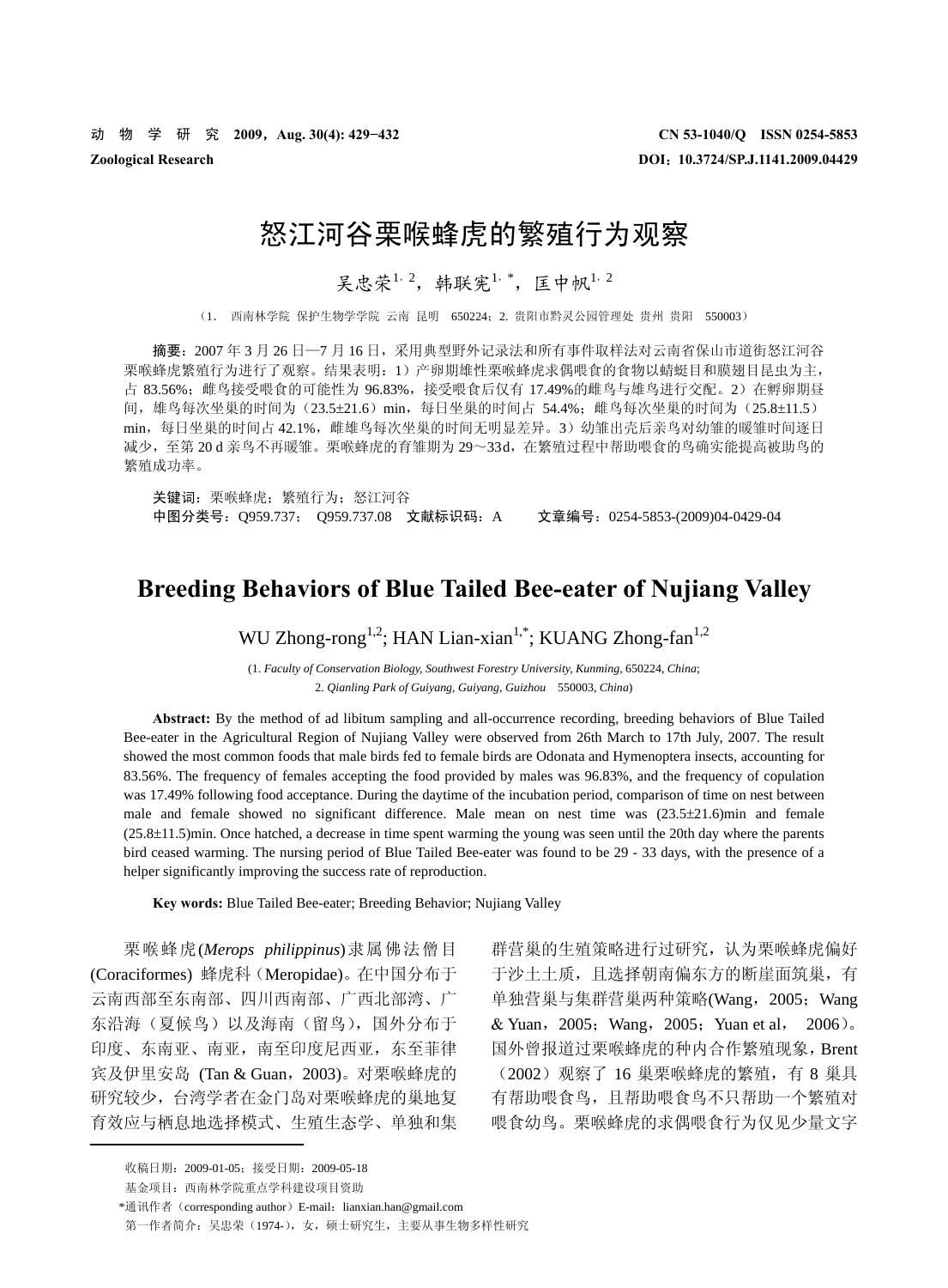# 怒江河谷栗喉蜂虎的繁殖行为观察

吴忠荣[1, 2]，韩联宪[1, *]，匡中帆[1, 2]

（1. 西南林学院 保护生物学学院 云南 昆明 650224；2. 贵阳市黔灵公园管理处 贵州 贵阳 550003）

**摘要**：2007 年 3 月 26 日—7 月 16 日，采用典型野外记录法和所有事件取样法对云南省保山市道街怒江河谷栗喉蜂虎繁殖行为进行了观察。结果表明：1）产卵期雄性栗喉蜂虎求偶喂食的食物以蜻蜓目和膜翅目昆虫为主，占 83.56%；雌鸟接受喂食的可能性为 96.83%，接受喂食后仅有 17.49%的雌鸟与雄鸟进行交配。2）在孵卵期昼间，雄鸟每次坐巢的时间为（23.5±21.6）min，每日坐巢的时间占 54.4%；雌鸟每次坐巢的时间为（25.8±11.5）min，每日坐巢的时间占 42.1%，雌雄鸟每次坐巢的时间无明显差异。3）幼雏出壳后亲鸟对幼雏的暖雏时间逐日减少，至第 20 d 亲鸟不再暖雏。栗喉蜂虎的育雏期为 29～33d，在繁殖过程中帮助喂食的鸟确实能提高被助鸟的繁殖成功率。

**关键词**：栗喉蜂虎；繁殖行为；怒江河谷

**中图分类号**：Q959.737； Q959.737.08 **文献标识码**：A **文章编号**：0254-5853-(2009)04-0429-04

# Breeding Behaviors of Blue Tailed Bee-eater of Nujiang Valley

WU Zhong-rong[1,2]; HAN Lian-xian[1,*]; KUANG Zhong-fan[1,2]

(1. *Faculty of Conservation Biology, Southwest Forestry University, Kunming*, 650224, *China*;
2. *Qianling Park of Guiyang, Guiyang, Guizhou* 550003, *China*)

**Abstract:** By the method of ad libitum sampling and all-occurrence recording, breeding behaviors of Blue Tailed Bee-eater in the Agricultural Region of Nujiang Valley were observed from 26th March to 17th July, 2007. The result showed the most common foods that male birds fed to female birds are Odonata and Hymenoptera insects, accounting for 83.56%. The frequency of females accepting the food provided by males was 96.83%, and the frequency of copulation was 17.49% following food acceptance. During the daytime of the incubation period, comparison of time on nest between male and female showed no significant difference. Male mean on nest time was (23.5±21.6)min and female (25.8±11.5)min. Once hatched, a decrease in time spent warming the young was seen until the 20th day where the parents bird ceased warming. The nursing period of Blue Tailed Bee-eater was found to be 29 - 33 days, with the presence of a helper significantly improving the success rate of reproduction.

**Key words:** Blue Tailed Bee-eater; Breeding Behavior; Nujiang Valley

栗喉蜂虎(*Merops philippinus*)隶属佛法僧目(Coraciformes) 蜂虎科（Meropidae）。在中国分布于云南西部至东南部、四川西南部、广西北部湾、广东沿海（夏候鸟）以及海南（留鸟），国外分布于印度、东南亚、南亚，南至印度尼西亚，东至菲律宾及伊里安岛 (Tan & Guan，2003)。对栗喉蜂虎的研究较少，台湾学者在金门岛对栗喉蜂虎的巢地复育效应与栖息地选择模式、生殖生态学、单独和集群营巢的生殖策略进行过研究，认为栗喉蜂虎偏好于沙土土质，且选择朝南偏东方的断崖面筑巢，有单独营巢与集群营巢两种策略(Wang，2005；Wang & Yuan，2005；Wang，2005；Yuan et al， 2006)。国外曾报道过栗喉蜂虎的种内合作繁殖现象，Brent（2002）观察了 16 巢栗喉蜂虎的繁殖，有 8 巢具有帮助喂食鸟，且帮助喂食鸟不只帮助一个繁殖对喂食幼鸟。栗喉蜂虎的求偶喂食行为仅见少量文字

---

收稿日期：2009-01-05；接受日期：2009-05-18

基金项目：西南林学院重点学科建设项目资助

*通讯作者（corresponding author）E-mail：lianxian.han@gmail.com

第一作者简介：吴忠荣（1974-），女，硕士研究生，主要从事生物多样性研究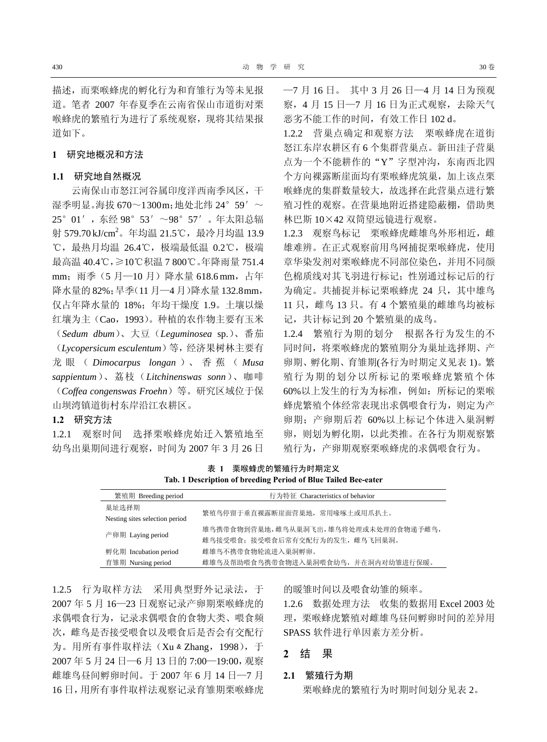描述，而栗喉蜂虎的孵化行为和育雏行为等未见报道。笔者 2007 年春夏季在云南省保山市道街对栗喉蜂虎的繁殖行为进行了系统观察，现将其结果报道如下。

## 1 研究地概况和方法

### 1.1 研究地自然概况

云南保山市怒江河谷属印度洋西南季风区，干湿季明显。海拔 670～1300m；地处北纬 24°59′～25°01′，东经 98°53′～98°57′。年太阳总辐射 579.70 kJ/cm$^2$。年均温 21.5℃，最冷月均温 13.9℃，最热月均温 26.4℃，极端最低温 0.2℃，极端最高温 40.4℃，≥10℃积温 7 800℃。年降雨量 751.4 mm；雨季（5 月—10 月）降水量 618.6 mm，占年降水量的 82%；旱季（11 月—4 月）降水量 132.8mm，仅占年降水量的 18%；年均干燥度 1.9。土壤以燥红壤为主（Cao，1993）。种植的农作物主要有玉米（*Sedum dbum*）、大豆（*Leguminosea* sp.）、番茄（*Lycopersicum esculentum*）等，经济果树林主要有龙眼（*Dimocarpus longan*）、香蕉（*Musa sappientum*）、荔枝（*Litchinenswas sonn*）、咖啡（*Coffea congenswas Froehn*）等。研究区域位于保山坝湾镇道街村东岸沿江农耕区。

### 1.2 研究方法

1.2.1 观察时间 选择栗喉蜂虎始迁入繁殖地至幼鸟出巢期间进行观察，时间为 2007 年 3 月 26 日—7 月 16 日。其中 3 月 26 日—4 月 14 日为预观察，4 月 15 日—7 月 16 日为正式观察，去除天气恶劣不能工作的时间，有效工作日 102 d。

1.2.2 营巢点确定和观察方法 栗喉蜂虎在道街怒江东岸农耕区有 6 个集群营巢点。新田洼子营巢点为一个不能耕作的“Y”字型冲沟，东南西北四个方向裸露断崖面均有栗喉蜂虎筑巢，加上该点栗喉蜂虎的集群数量较大，故选择在此营巢点进行繁殖习性的观察。在营巢地附近搭建隐蔽棚，借助奥林巴斯 10×42 双筒望远镜进行观察。

1.2.3 观察鸟标记 栗喉蜂虎雌雄鸟外形相近，雌雄难辨。在正式观察前用鸟网捕捉栗喉蜂虎，使用章华染发剂对栗喉蜂虎不同部位染色，并用不同颜色棉质线对其飞羽进行标记；性别通过标记后的行为确定。共捕捉并标记栗喉蜂虎 24 只，其中雄鸟 11 只，雌鸟 13 只。有 4 个繁殖巢的雌雄鸟均被标记，共计标记到 20 个繁殖巢的成鸟。

1.2.4 繁殖行为期的划分 根据各行为发生的不同时间，将栗喉蜂虎的繁殖期分为巢址选择期、产卵期、孵化期、育雏期(各行为时期定义见表 1)。繁殖行为期的划分以所标记的栗喉蜂虎繁殖个体 60%以上发生的行为为标准，例如：所标记的栗喉蜂虎繁殖个体经常表现出求偶喂食行为，则定为产卵期；产卵期后若 60%以上标记个体进入巢洞孵卵，则划为孵化期，以此类推。在各行为期观察繁殖行为，产卵期观察栗喉蜂虎的求偶喂食行为。

**表 1 栗喉蜂虎的繁殖行为时期定义**
**Tab. 1 Description of breeding Period of Blue Tailed Bee-eater**

| 繁殖期 Breeding period | 行为特征 Characteristics of behavior |
|---|---|
| 巢址选择期 Nesting sites selection period | 繁殖鸟停留于垂直裸露断崖面营巢地，常用喙啄土或用爪扒土。 |
| 产卵期 Laying period | 雄鸟携带食物到营巢地，雌鸟从巢洞飞出，雄鸟将处理或未处理的食物递予雌鸟，雌鸟接受喂食；接受喂食后常有交配行为的发生，雌鸟飞回巢洞。 |
| 孵化期 Incubation period | 雌雄鸟不携带食物轮流进入巢洞孵卵。 |
| 育雏期 Nursing period | 雌雄鸟及帮助喂食鸟携带食物进入巢洞喂食幼鸟，并在洞内对幼雏进行保暖。 |

1.2.5 行为取样方法 采用典型野外记录法，于 2007 年 5 月 16—23 日观察记录产卵期栗喉蜂虎的求偶喂食行为，记录求偶喂食的食物大类、喂食频次，雌鸟是否接受喂食以及喂食后是否会有交配行为。用所有事件取样法（Xu & Zhang，1998），于 2007 年 5 月 24 日—6 月 13 日的 7:00—19:00，观察雌雄鸟昼间孵卵时间。于 2007 年 6 月 14 日—7 月 16 日，用所有事件取样法观察记录育雏期栗喉蜂虎的暖雏时间以及喂食幼雏的频率。

1.2.6 数据处理方法 收集的数据用 Excel 2003 处理，栗喉蜂虎繁殖对雌雄鸟昼间孵卵时间的差异用 SPASS 软件进行单因素方差分析。

## 2 结 果

### 2.1 繁殖行为期

栗喉蜂虎的繁殖行为时期时间划分见表 2。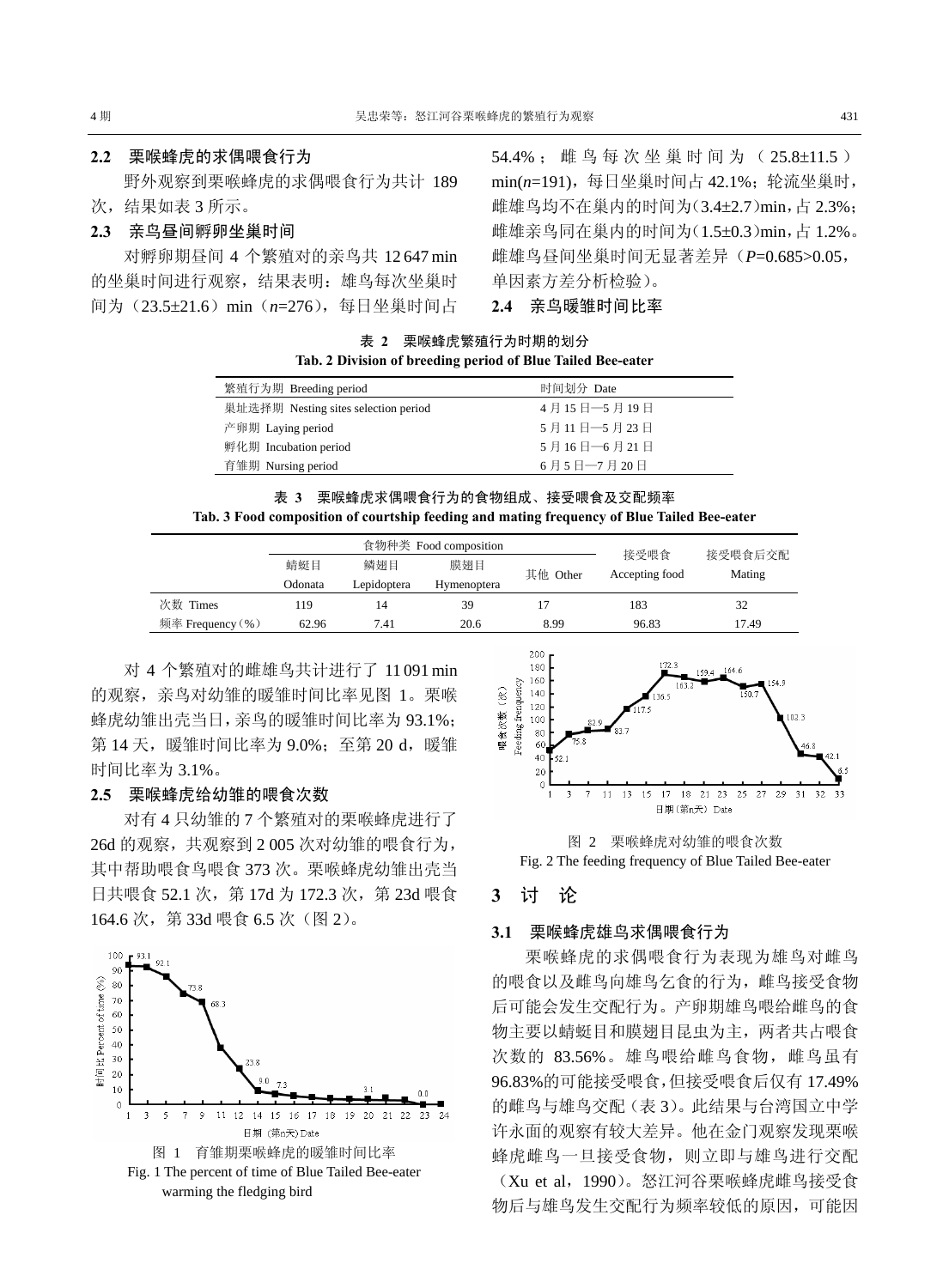### 2.2 栗喉蜂虎的求偶喂食行为

野外观察到栗喉蜂虎的求偶喂食行为共计 189 次，结果如表 3 所示。

### 2.3 亲鸟昼间孵卵坐巢时间

对孵卵期昼间 4 个繁殖对的亲鸟共 12 647 min 的坐巢时间进行观察，结果表明：雄鸟每次坐巢时间为（23.5±21.6）min（$n$=276），每日坐巢时间占 54.4%；雌鸟每次坐巢时间为（25.8±11.5）min($n$=191)，每日坐巢时间占 42.1%；轮流坐巢时，雌雄鸟均不在巢内的时间为(3.4±2.7)min，占 2.3%；雌雄亲鸟同在巢内的时间为(1.5±0.3)min，占 1.2%。雌雄鸟昼间坐巢时间无显著差异（$P$=0.685>0.05，单因素方差分析检验）。

### 2.4 亲鸟暖雏时间比率

**表 2 栗喉蜂虎繁殖行为时期的划分**
**Tab. 2 Division of breeding period of Blue Tailed Bee-eater**

| 繁殖行为期 Breeding period | 时间划分 Date |
|---|---|
| 巢址选择期 Nesting sites selection period | 4 月 15 日—5 月 19 日 |
| 产卵期 Laying period | 5 月 11 日—5 月 23 日 |
| 孵化期 Incubation period | 5 月 16 日—6 月 21 日 |
| 育雏期 Nursing period | 6 月 5 日—7 月 20 日 |

**表 3 栗喉蜂虎求偶喂食行为的食物组成、接受喂食及交配频率**
**Tab. 3 Food composition of courtship feeding and mating frequency of Blue Tailed Bee-eater**

| | 食物种类 Food composition | | | | 接受喂食 Accepting food | 接受喂食后交配 Mating |
|---|---|---|---|---|---|---|
| | 蜻蜓目 Odonata | 鳞翅目 Lepidoptera | 膜翅目 Hymenoptera | 其他 Other | | |
| 次数 Times | 119 | 14 | 39 | 17 | 183 | 32 |
| 频率 Frequency（%） | 62.96 | 7.41 | 20.6 | 8.99 | 96.83 | 17.49 |

对 4 个繁殖对的雌雄鸟共计进行了 11 091 min 的观察，亲鸟对幼雏的暖雏时间比率见图 1。栗喉蜂虎幼雏出壳当日，亲鸟的暖雏时间比率为 93.1%；第 14 天，暖雏时间比率为 9.0%；至第 20 d，暖雏时间比率为 3.1%。

### 2.5 栗喉蜂虎给幼雏的喂食次数

对有 4 只幼雏的 7 个繁殖对的栗喉蜂虎进行了 26d 的观察，共观察到 2 005 次对幼雏的喂食行为，其中帮助喂食鸟喂食 373 次。栗喉蜂虎幼雏出壳当日共喂食 52.1 次，第 17d 为 172.3 次，第 23d 喂食 164.6 次，第 33d 喂食 6.5 次（图 2）。

图 1 育雏期栗喉蜂虎的暖雏时间比率
Fig. 1 The percent of time of Blue Tailed Bee-eater warming the fledging bird

图 2 栗喉蜂虎对幼雏的喂食次数
Fig. 2 The feeding frequency of Blue Tailed Bee-eater

## 3 讨 论

### 3.1 栗喉蜂虎雄鸟求偶喂食行为

栗喉蜂虎的求偶喂食行为表现为雄鸟对雌鸟的喂食以及雌鸟向雄鸟乞食的行为，雌鸟接受食物后可能会发生交配行为。产卵期雄鸟喂给雌鸟的食物主要以蜻蜓目和膜翅目昆虫为主，两者共占喂食次数的 83.56%。雄鸟喂给雌鸟食物，雌鸟虽有 96.83%的可能接受喂食，但接受喂食后仅有 17.49%的雌鸟与雄鸟交配（表 3）。此结果与台湾国立中学许永面的观察有较大差异。他在金门观察发现栗喉蜂虎雌鸟一旦接受食物，则立即与雄鸟进行交配（Xu et al，1990）。怒江河谷栗喉蜂虎雌鸟接受食物后与雄鸟发生交配行为频率较低的原因，可能因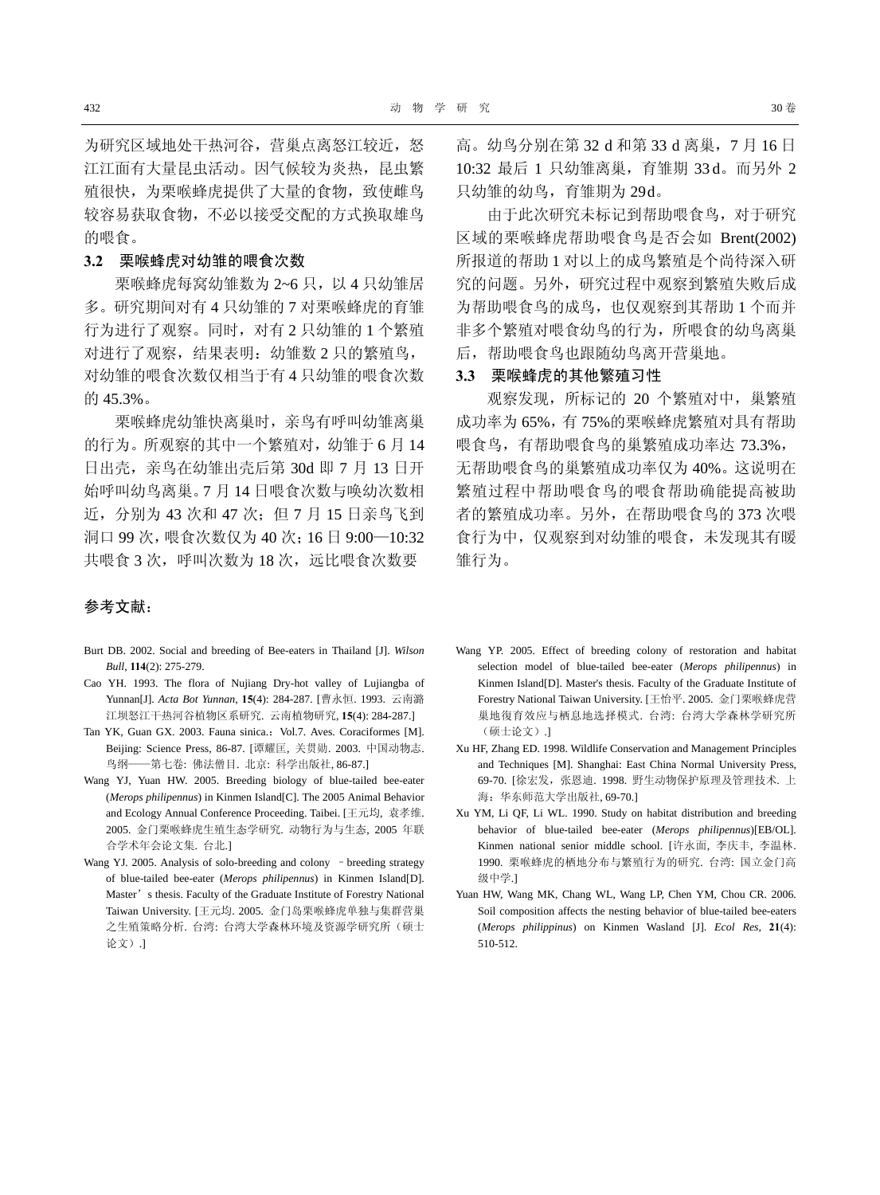为研究区域地处干热河谷，营巢点离怒江较近，怒江江面有大量昆虫活动。因气候较为炎热，昆虫繁殖很快，为栗喉蜂虎提供了大量的食物，致使雌鸟较容易获取食物，不必以接受交配的方式换取雄鸟的喂食。

### 3.2 栗喉蜂虎对幼雏的喂食次数

栗喉蜂虎每窝幼雏数为 2~6 只，以 4 只幼雏居多。研究期间对有 4 只幼雏的 7 对栗喉蜂虎的育雏行为进行了观察。同时，对有 2 只幼雏的 1 个繁殖对进行了观察，结果表明：幼雏数 2 只的繁殖鸟，对幼雏的喂食次数仅相当于有 4 只幼雏的喂食次数的 45.3%。

栗喉蜂虎幼雏快离巢时，亲鸟有呼叫幼雏离巢的行为。所观察的其中一个繁殖对，幼雏于 6 月 14 日出壳，亲鸟在幼雏出壳后第 30d 即 7 月 13 日开始呼叫幼鸟离巢。7 月 14 日喂食次数与唤幼次数相近，分别为 43 次和 47 次；但 7 月 15 日亲鸟飞到洞口 99 次，喂食次数仅为 40 次；16 日 9:00—10:32 共喂食 3 次，呼叫次数为 18 次，远比喂食次数要高。幼鸟分别在第 32 d 和第 33 d 离巢，7 月 16 日 10:32 最后 1 只幼雏离巢，育雏期 33 d。而另外 2 只幼雏的幼鸟，育雏期为 29 d。

由于此次研究未标记到帮助喂食鸟，对于研究区域的栗喉蜂虎帮助喂食鸟是否会如 Brent(2002) 所报道的帮助 1 对以上的成鸟繁殖是个尚待深入研究的问题。另外，研究过程中观察到繁殖失败后成为帮助喂食鸟的成鸟，也仅观察到其帮助 1 个而并非多个繁殖对喂食幼鸟的行为，所喂食的幼鸟离巢后，帮助喂食鸟也跟随幼鸟离开营巢地。

### 3.3 栗喉蜂虎的其他繁殖习性

观察发现，所标记的 20 个繁殖对中，巢繁殖成功率为 65%，有 75%的栗喉蜂虎繁殖对具有帮助喂食鸟，有帮助喂食鸟的巢繁殖成功率达 73.3%，无帮助喂食鸟的巢繁殖成功率仅为 40%。这说明在繁殖过程中帮助喂食鸟的喂食帮助确能提高被助者的繁殖成功率。另外，在帮助喂食鸟的 373 次喂食行为中，仅观察到对幼雏的喂食，未发现其有暖雏行为。

## 参考文献：

Burt DB. 2002. Social and breeding of Bee-eaters in Thailand [J]. *Wilson Bull*, **114**(2): 275-279.

Cao YH. 1993. The flora of Nujiang Dry-hot valley of Lujiangba of Yunnan[J]. *Acta Bot Yunnan*, **15**(4): 284-287. [曹永恒. 1993. 云南潞江坝怒江干热河谷植物区系研究. 云南植物研究, **15**(4): 284-287.]

Tan YK, Guan GX. 2003. Fauna sinica.：Vol.7. Aves. Coraciformes [M]. Beijing: Science Press, 86-87. [谭耀匡, 关贯勋. 2003. 中国动物志. 鸟纲——第七卷：佛法僧目. 北京：科学出版社, 86-87.]

Wang YJ, Yuan HW. 2005. Breeding biology of blue-tailed bee-eater (*Merops philipennus*) in Kinmen Island[C]. The 2005 Animal Behavior and Ecology Annual Conference Proceeding. Taibei. [王元均, 袁孝维. 2005. 金门栗喉蜂虎生殖生态学研究. 动物行为与生态, 2005 年联合学术年会论文集. 台北.]

Wang YJ. 2005. Analysis of solo-breeding and colony –breeding strategy of blue-tailed bee-eater (*Merops philipennus*) in Kinmen Island[D]. Master's thesis. Faculty of the Graduate Institute of Forestry National Taiwan University. [王元均. 2005. 金门岛栗喉蜂虎单独与集群营巢之生殖策略分析. 台湾：台湾大学森林环境及资源学研究所（硕士论文）.]

Wang YP. 2005. Effect of breeding colony of restoration and habitat selection model of blue-tailed bee-eater (*Merops philipennus*) in Kinmen Island[D]. Master's thesis. Faculty of the Graduate Institute of Forestry National Taiwan University. [王怡平. 2005. 金门栗喉蜂虎营巢地復育效应与栖息地选择模式. 台湾：台湾大学森林学研究所（硕士论文）.]

Xu HF, Zhang ED. 1998. Wildlife Conservation and Management Principles and Techniques [M]. Shanghai: East China Normal University Press, 69-70. [徐宏发，张恩迪. 1998. 野生动物保护原理及管理技术. 上海：华东师范大学出版社, 69-70.]

Xu YM, Li QF, Li WL. 1990. Study on habitat distribution and breeding behavior of blue-tailed bee-eater (*Merops philipennus*)[EB/OL]. Kinmen national senior middle school. [许永面, 李庆丰, 李温林. 1990. 栗喉蜂虎的栖地分布与繁殖行为的研究. 台湾：国立金门高级中学.]

Yuan HW, Wang MK, Chang WL, Wang LP, Chen YM, Chou CR. 2006. Soil composition affects the nesting behavior of blue-tailed bee-eaters (*Merops philippinus*) on Kinmen Wasland [J]. *Ecol Res*, **21**(4): 510-512.